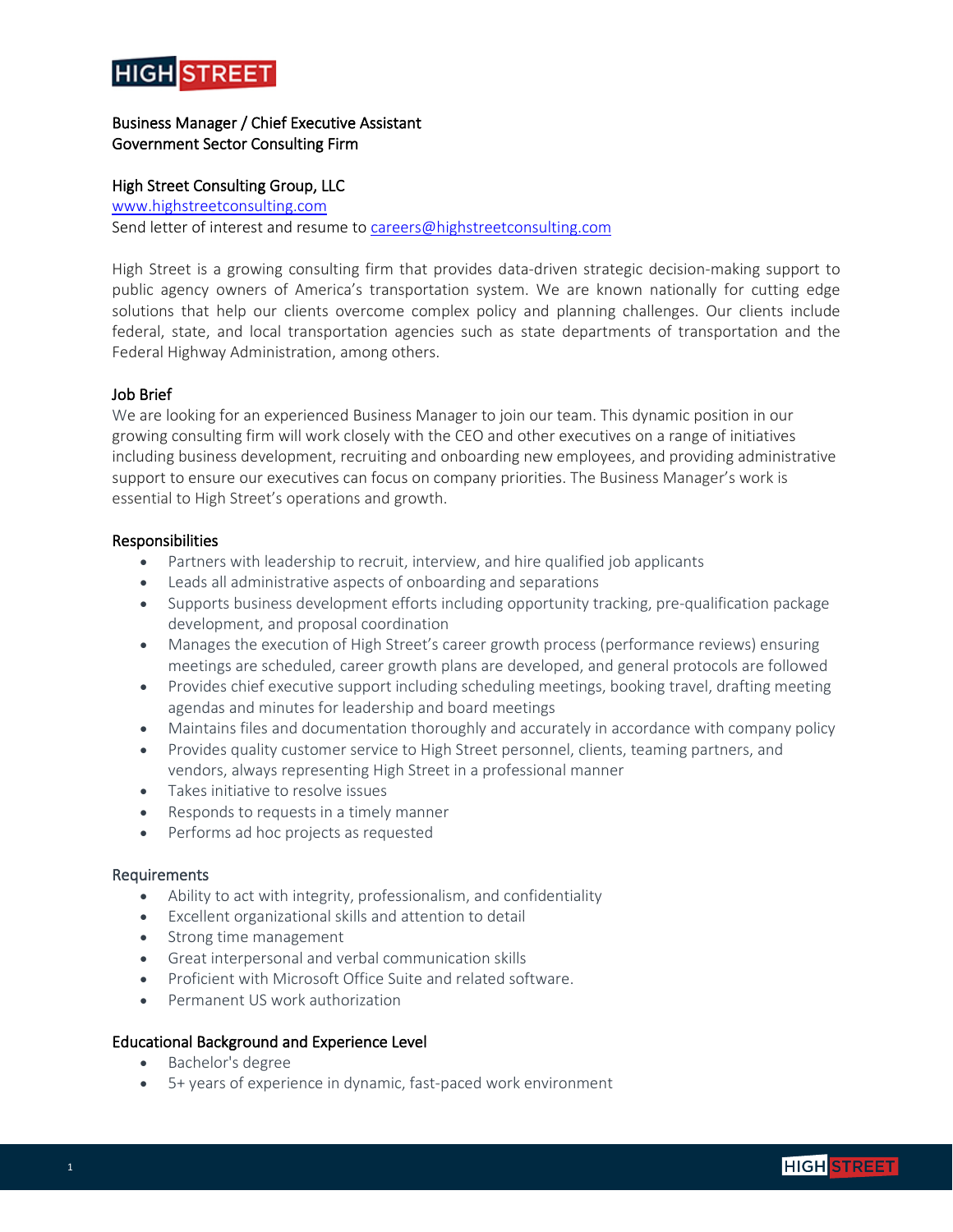# Business Manager / Chief Executive Assistant
## Government Sector Consulting Firm

**High Street Consulting Group, LLC**
www.highstreetconsulting.com
Send letter of interest and resume to careers@highstreetconsulting.com

High Street is a growing consulting firm that provides data-driven strategic decision-making support to public agency owners of America's transportation system. We are known nationally for cutting edge solutions that help our clients overcome complex policy and planning challenges. Our clients include federal, state, and local transportation agencies such as state departments of transportation and the Federal Highway Administration, among others.

### Job Brief

We are looking for an experienced Business Manager to join our team. This dynamic position in our growing consulting firm will work closely with the CEO and other executives on a range of initiatives including business development, recruiting and onboarding new employees, and providing administrative support to ensure our executives can focus on company priorities. The Business Manager's work is essential to High Street's operations and growth.

### Responsibilities

- Partners with leadership to recruit, interview, and hire qualified job applicants
- Leads all administrative aspects of onboarding and separations
- Supports business development efforts including opportunity tracking, pre-qualification package development, and proposal coordination
- Manages the execution of High Street's career growth process (performance reviews) ensuring meetings are scheduled, career growth plans are developed, and general protocols are followed
- Provides chief executive support including scheduling meetings, booking travel, drafting meeting agendas and minutes for leadership and board meetings
- Maintains files and documentation thoroughly and accurately in accordance with company policy
- Provides quality customer service to High Street personnel, clients, teaming partners, and vendors, always representing High Street in a professional manner
- Takes initiative to resolve issues
- Responds to requests in a timely manner
- Performs ad hoc projects as requested

### Requirements

- Ability to act with integrity, professionalism, and confidentiality
- Excellent organizational skills and attention to detail
- Strong time management
- Great interpersonal and verbal communication skills
- Proficient with Microsoft Office Suite and related software.
- Permanent US work authorization

### Educational Background and Experience Level

- Bachelor's degree
- 5+ years of experience in dynamic, fast-paced work environment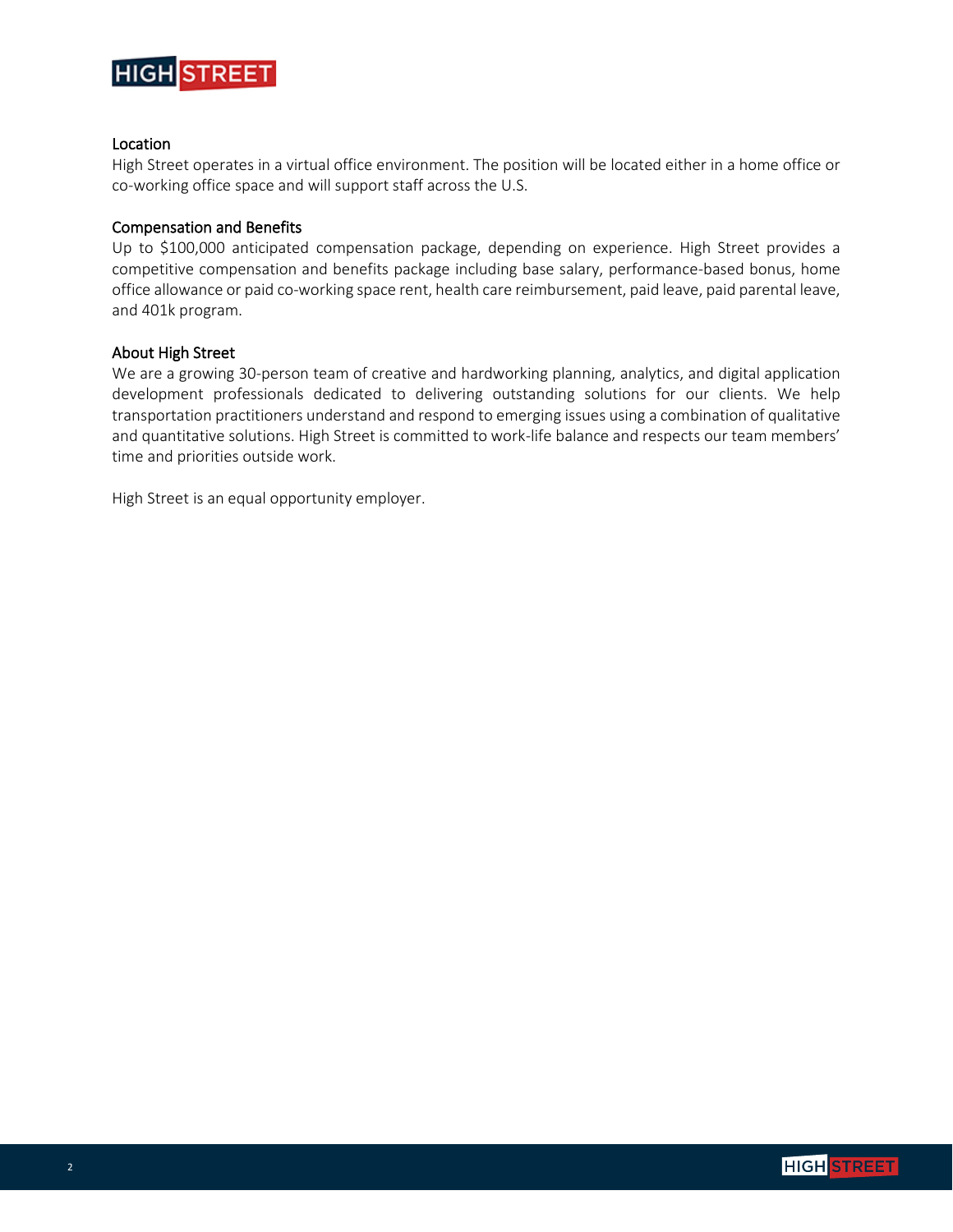### Location

High Street operates in a virtual office environment. The position will be located either in a home office or co-working office space and will support staff across the U.S.

### Compensation and Benefits

Up to $100,000 anticipated compensation package, depending on experience. High Street provides a competitive compensation and benefits package including base salary, performance-based bonus, home office allowance or paid co-working space rent, health care reimbursement, paid leave, paid parental leave, and 401k program.

### About High Street

We are a growing 30-person team of creative and hardworking planning, analytics, and digital application development professionals dedicated to delivering outstanding solutions for our clients. We help transportation practitioners understand and respond to emerging issues using a combination of qualitative and quantitative solutions. High Street is committed to work-life balance and respects our team members' time and priorities outside work.

High Street is an equal opportunity employer.